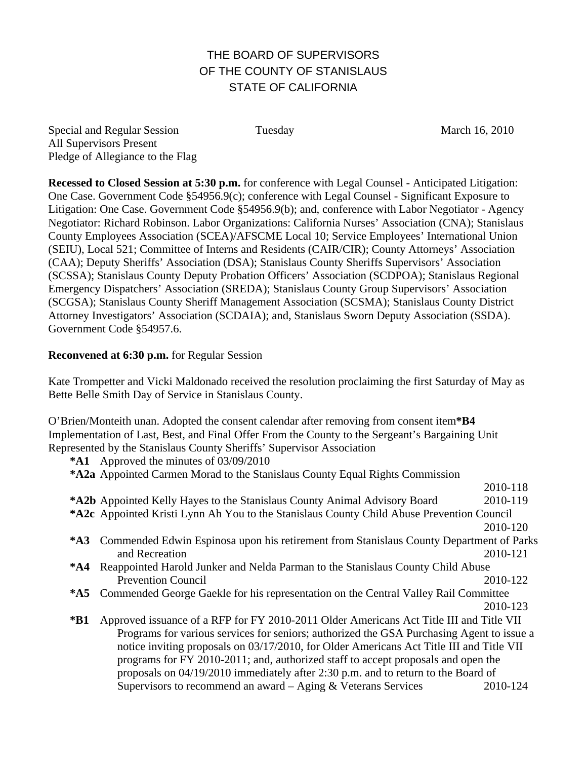# THE BOARD OF SUPERVISORS
# OF THE COUNTY OF STANISLAUS
# STATE OF CALIFORNIA

Special and Regular Session Tuesday March 16, 2010
All Supervisors Present
Pledge of Allegiance to the Flag

**Recessed to Closed Session at 5:30 p.m.** for conference with Legal Counsel - Anticipated Litigation: One Case. Government Code §54956.9(c); conference with Legal Counsel - Significant Exposure to Litigation: One Case. Government Code §54956.9(b); and, conference with Labor Negotiator - Agency Negotiator: Richard Robinson. Labor Organizations: California Nurses' Association (CNA); Stanislaus County Employees Association (SCEA)/AFSCME Local 10; Service Employees' International Union (SEIU), Local 521; Committee of Interns and Residents (CAIR/CIR); County Attorneys' Association (CAA); Deputy Sheriffs' Association (DSA); Stanislaus County Sheriffs Supervisors' Association (SCSSA); Stanislaus County Deputy Probation Officers' Association (SCDPOA); Stanislaus Regional Emergency Dispatchers' Association (SREDA); Stanislaus County Group Supervisors' Association (SCGSA); Stanislaus County Sheriff Management Association (SCSMA); Stanislaus County District Attorney Investigators' Association (SCDAIA); and, Stanislaus Sworn Deputy Association (SSDA). Government Code §54957.6.

**Reconvened at 6:30 p.m.** for Regular Session

Kate Trompetter and Vicki Maldonado received the resolution proclaiming the first Saturday of May as Bette Belle Smith Day of Service in Stanislaus County.

O'Brien/Monteith unan. Adopted the consent calendar after removing from consent item **\*B4** Implementation of Last, Best, and Final Offer From the County to the Sergeant's Bargaining Unit Represented by the Stanislaus County Sheriffs' Supervisor Association

- **\*A1** Approved the minutes of 03/09/2010
- **\*A2a** Appointed Carmen Morad to the Stanislaus County Equal Rights Commission 2010-118
- **\*A2b** Appointed Kelly Hayes to the Stanislaus County Animal Advisory Board 2010-119
- **\*A2c** Appointed Kristi Lynn Ah You to the Stanislaus County Child Abuse Prevention Council 2010-120
- **\*A3** Commended Edwin Espinosa upon his retirement from Stanislaus County Department of Parks and Recreation 2010-121
- **\*A4** Reappointed Harold Junker and Nelda Parman to the Stanislaus County Child Abuse Prevention Council 2010-122
- **\*A5** Commended George Gaekle for his representation on the Central Valley Rail Committee 2010-123
- **\*B1** Approved issuance of a RFP for FY 2010-2011 Older Americans Act Title III and Title VII Programs for various services for seniors; authorized the GSA Purchasing Agent to issue a notice inviting proposals on 03/17/2010, for Older Americans Act Title III and Title VII programs for FY 2010-2011; and, authorized staff to accept proposals and open the proposals on 04/19/2010 immediately after 2:30 p.m. and to return to the Board of Supervisors to recommend an award – Aging & Veterans Services 2010-124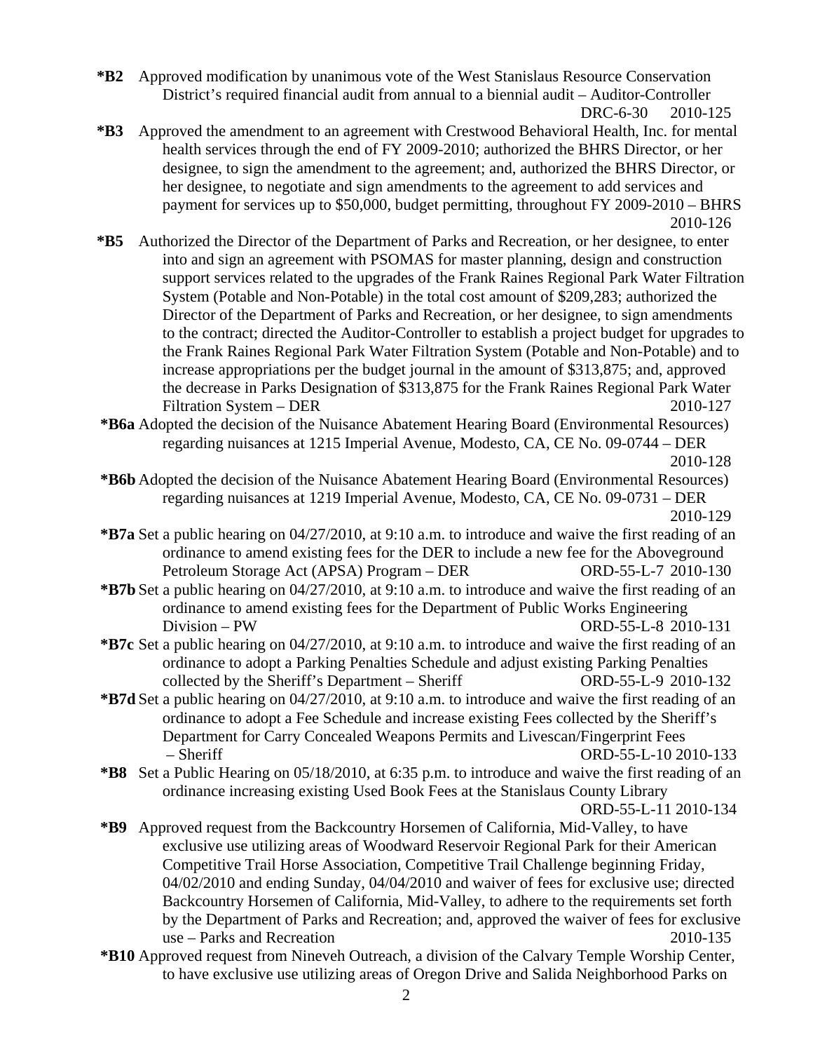**\*B2** Approved modification by unanimous vote of the West Stanislaus Resource Conservation District's required financial audit from annual to a biennial audit – Auditor-Controller DRC-6-30 2010-125

**\*B3** Approved the amendment to an agreement with Crestwood Behavioral Health, Inc. for mental health services through the end of FY 2009-2010; authorized the BHRS Director, or her designee, to sign the amendment to the agreement; and, authorized the BHRS Director, or her designee, to negotiate and sign amendments to the agreement to add services and payment for services up to $50,000, budget permitting, throughout FY 2009-2010 – BHRS 2010-126

**\*B5** Authorized the Director of the Department of Parks and Recreation, or her designee, to enter into and sign an agreement with PSOMAS for master planning, design and construction support services related to the upgrades of the Frank Raines Regional Park Water Filtration System (Potable and Non-Potable) in the total cost amount of $209,283; authorized the Director of the Department of Parks and Recreation, or her designee, to sign amendments to the contract; directed the Auditor-Controller to establish a project budget for upgrades to the Frank Raines Regional Park Water Filtration System (Potable and Non-Potable) and to increase appropriations per the budget journal in the amount of $313,875; and, approved the decrease in Parks Designation of $313,875 for the Frank Raines Regional Park Water Filtration System – DER 2010-127

**\*B6a** Adopted the decision of the Nuisance Abatement Hearing Board (Environmental Resources) regarding nuisances at 1215 Imperial Avenue, Modesto, CA, CE No. 09-0744 – DER 2010-128

**\*B6b** Adopted the decision of the Nuisance Abatement Hearing Board (Environmental Resources) regarding nuisances at 1219 Imperial Avenue, Modesto, CA, CE No. 09-0731 – DER 2010-129

**\*B7a** Set a public hearing on 04/27/2010, at 9:10 a.m. to introduce and waive the first reading of an ordinance to amend existing fees for the DER to include a new fee for the Aboveground Petroleum Storage Act (APSA) Program – DER ORD-55-L-7 2010-130

**\*B7b** Set a public hearing on 04/27/2010, at 9:10 a.m. to introduce and waive the first reading of an ordinance to amend existing fees for the Department of Public Works Engineering Division – PW ORD-55-L-8 2010-131

**\*B7c** Set a public hearing on 04/27/2010, at 9:10 a.m. to introduce and waive the first reading of an ordinance to adopt a Parking Penalties Schedule and adjust existing Parking Penalties collected by the Sheriff's Department – Sheriff ORD-55-L-9 2010-132

**\*B7d** Set a public hearing on 04/27/2010, at 9:10 a.m. to introduce and waive the first reading of an ordinance to adopt a Fee Schedule and increase existing Fees collected by the Sheriff's Department for Carry Concealed Weapons Permits and Livescan/Fingerprint Fees – Sheriff ORD-55-L-10 2010-133

**\*B8** Set a Public Hearing on 05/18/2010, at 6:35 p.m. to introduce and waive the first reading of an ordinance increasing existing Used Book Fees at the Stanislaus County Library ORD-55-L-11 2010-134

**\*B9** Approved request from the Backcountry Horsemen of California, Mid-Valley, to have exclusive use utilizing areas of Woodward Reservoir Regional Park for their American Competitive Trail Horse Association, Competitive Trail Challenge beginning Friday, 04/02/2010 and ending Sunday, 04/04/2010 and waiver of fees for exclusive use; directed Backcountry Horsemen of California, Mid-Valley, to adhere to the requirements set forth by the Department of Parks and Recreation; and, approved the waiver of fees for exclusive use – Parks and Recreation 2010-135

**\*B10** Approved request from Nineveh Outreach, a division of the Calvary Temple Worship Center, to have exclusive use utilizing areas of Oregon Drive and Salida Neighborhood Parks on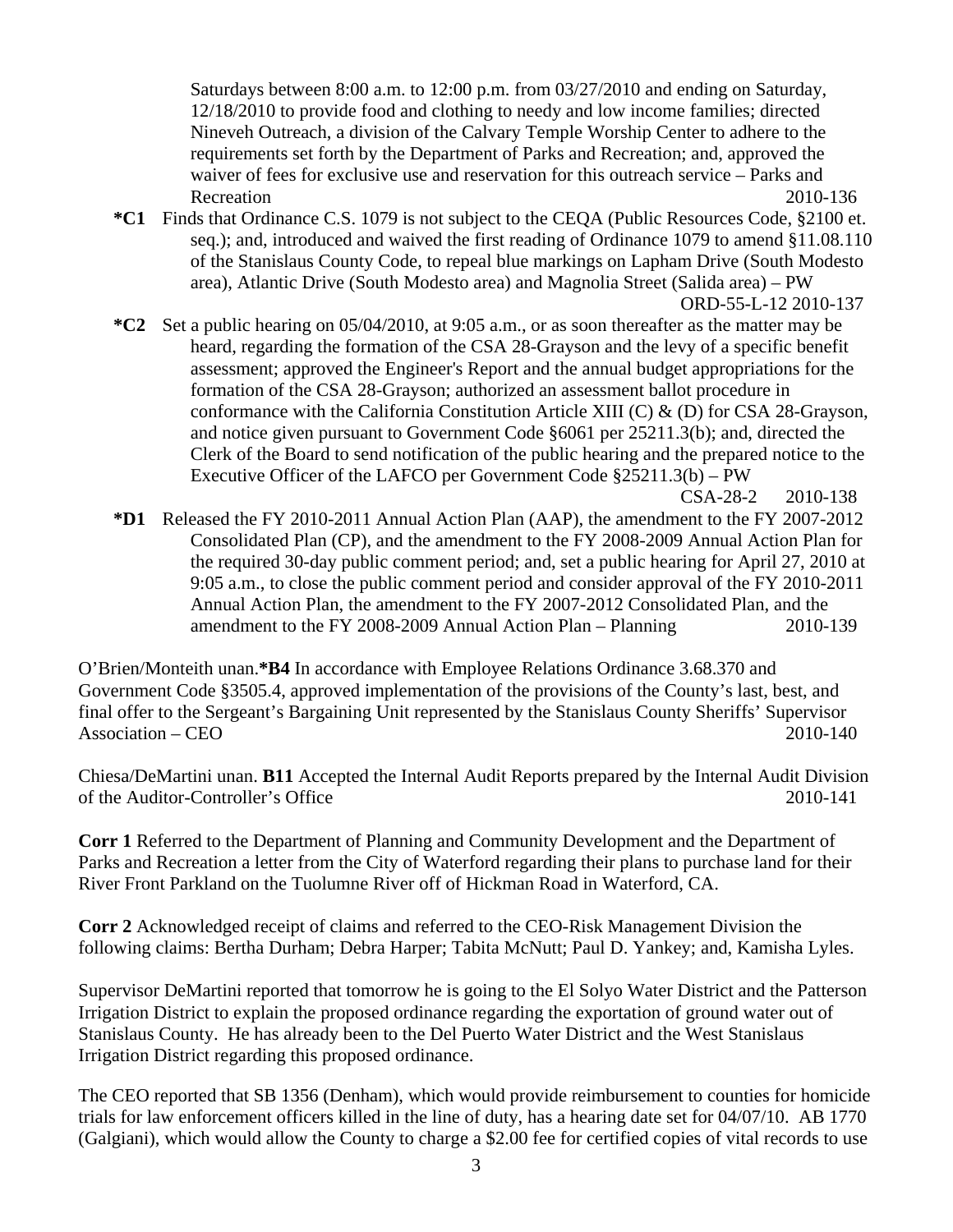Saturdays between 8:00 a.m. to 12:00 p.m. from 03/27/2010 and ending on Saturday, 12/18/2010 to provide food and clothing to needy and low income families; directed Nineveh Outreach, a division of the Calvary Temple Worship Center to adhere to the requirements set forth by the Department of Parks and Recreation; and, approved the waiver of fees for exclusive use and reservation for this outreach service – Parks and Recreation 2010-136

**\*C1** Finds that Ordinance C.S. 1079 is not subject to the CEQA (Public Resources Code, §2100 et. seq.); and, introduced and waived the first reading of Ordinance 1079 to amend §11.08.110 of the Stanislaus County Code, to repeal blue markings on Lapham Drive (South Modesto area), Atlantic Drive (South Modesto area) and Magnolia Street (Salida area) – PW ORD-55-L-12 2010-137

**\*C2** Set a public hearing on 05/04/2010, at 9:05 a.m., or as soon thereafter as the matter may be heard, regarding the formation of the CSA 28-Grayson and the levy of a specific benefit assessment; approved the Engineer's Report and the annual budget appropriations for the formation of the CSA 28-Grayson; authorized an assessment ballot procedure in conformance with the California Constitution Article XIII (C) & (D) for CSA 28-Grayson, and notice given pursuant to Government Code §6061 per 25211.3(b); and, directed the Clerk of the Board to send notification of the public hearing and the prepared notice to the Executive Officer of the LAFCO per Government Code §25211.3(b) – PW CSA-28-2 2010-138

**\*D1** Released the FY 2010-2011 Annual Action Plan (AAP), the amendment to the FY 2007-2012 Consolidated Plan (CP), and the amendment to the FY 2008-2009 Annual Action Plan for the required 30-day public comment period; and, set a public hearing for April 27, 2010 at 9:05 a.m., to close the public comment period and consider approval of the FY 2010-2011 Annual Action Plan, the amendment to the FY 2007-2012 Consolidated Plan, and the amendment to the FY 2008-2009 Annual Action Plan – Planning 2010-139

O'Brien/Monteith unan.**\*B4** In accordance with Employee Relations Ordinance 3.68.370 and Government Code §3505.4, approved implementation of the provisions of the County's last, best, and final offer to the Sergeant's Bargaining Unit represented by the Stanislaus County Sheriffs' Supervisor Association – CEO 2010-140

Chiesa/DeMartini unan. **B11** Accepted the Internal Audit Reports prepared by the Internal Audit Division of the Auditor-Controller's Office 2010-141

**Corr 1** Referred to the Department of Planning and Community Development and the Department of Parks and Recreation a letter from the City of Waterford regarding their plans to purchase land for their River Front Parkland on the Tuolumne River off of Hickman Road in Waterford, CA.

**Corr 2** Acknowledged receipt of claims and referred to the CEO-Risk Management Division the following claims: Bertha Durham; Debra Harper; Tabita McNutt; Paul D. Yankey; and, Kamisha Lyles.

Supervisor DeMartini reported that tomorrow he is going to the El Solyo Water District and the Patterson Irrigation District to explain the proposed ordinance regarding the exportation of ground water out of Stanislaus County. He has already been to the Del Puerto Water District and the West Stanislaus Irrigation District regarding this proposed ordinance.

The CEO reported that SB 1356 (Denham), which would provide reimbursement to counties for homicide trials for law enforcement officers killed in the line of duty, has a hearing date set for 04/07/10. AB 1770 (Galgiani), which would allow the County to charge a $2.00 fee for certified copies of vital records to use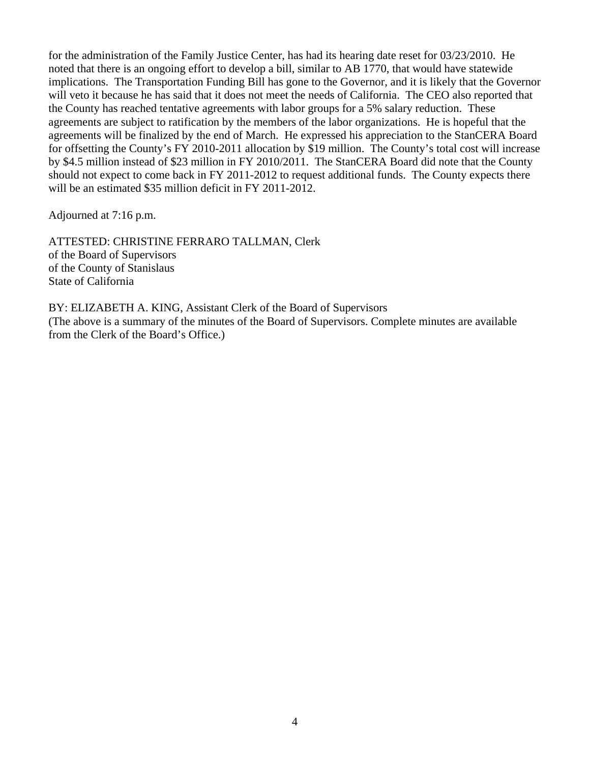for the administration of the Family Justice Center, has had its hearing date reset for 03/23/2010. He noted that there is an ongoing effort to develop a bill, similar to AB 1770, that would have statewide implications. The Transportation Funding Bill has gone to the Governor, and it is likely that the Governor will veto it because he has said that it does not meet the needs of California. The CEO also reported that the County has reached tentative agreements with labor groups for a 5% salary reduction. These agreements are subject to ratification by the members of the labor organizations. He is hopeful that the agreements will be finalized by the end of March. He expressed his appreciation to the StanCERA Board for offsetting the County's FY 2010-2011 allocation by $19 million. The County's total cost will increase by $4.5 million instead of $23 million in FY 2010/2011. The StanCERA Board did note that the County should not expect to come back in FY 2011-2012 to request additional funds. The County expects there will be an estimated $35 million deficit in FY 2011-2012.

Adjourned at 7:16 p.m.

ATTESTED: CHRISTINE FERRARO TALLMAN, Clerk
of the Board of Supervisors
of the County of Stanislaus
State of California

BY: ELIZABETH A. KING, Assistant Clerk of the Board of Supervisors
(The above is a summary of the minutes of the Board of Supervisors. Complete minutes are available from the Clerk of the Board's Office.)